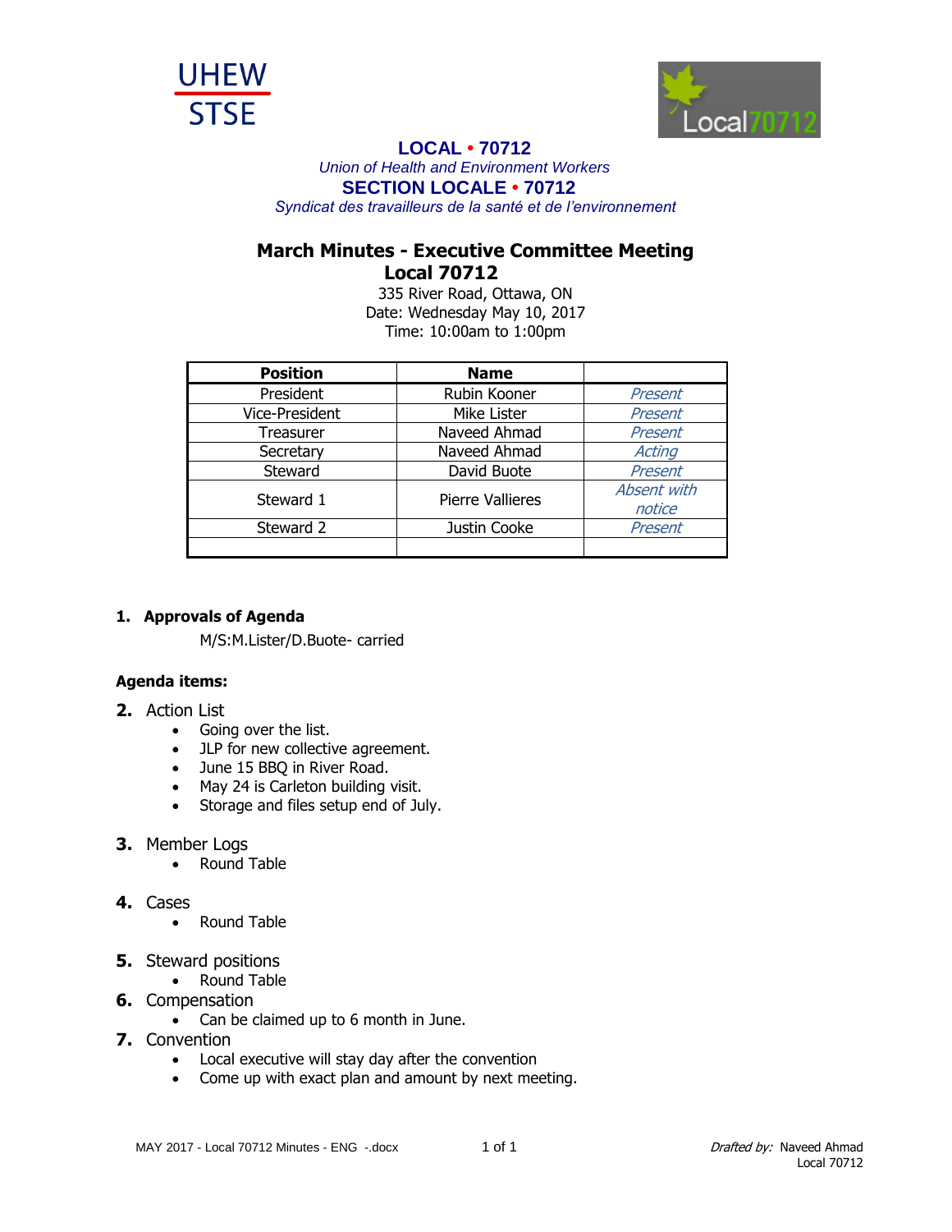UHEW
STSE

Local70712

**LOCAL • 70712**

*Union of Health and Environment Workers*

**SECTION LOCALE • 70712**

*Syndicat des travailleurs de la santé et de l'environnement*

# March Minutes - Executive Committee Meeting
# Local 70712

335 River Road, Ottawa, ON
Date: Wednesday May 10, 2017
Time: 10:00am to 1:00pm

| Position | Name | |
|---|---|---|
| President | Rubin Kooner | *Present* |
| Vice-President | Mike Lister | *Present* |
| Treasurer | Naveed Ahmad | *Present* |
| Secretary | Naveed Ahmad | *Acting* |
| Steward | David Buote | *Present* |
| Steward 1 | Pierre Vallieres | *Absent with notice* |
| Steward 2 | Justin Cooke | *Present* |
| | | |

**1. Approvals of Agenda**

M/S:M.Lister/D.Buote- carried

**Agenda items:**

**2.** Action List
- Going over the list.
- JLP for new collective agreement.
- June 15 BBQ in River Road.
- May 24 is Carleton building visit.
- Storage and files setup end of July.

**3.** Member Logs
- Round Table

**4.** Cases
- Round Table

**5.** Steward positions
- Round Table

**6.** Compensation
- Can be claimed up to 6 month in June.

**7.** Convention
- Local executive will stay day after the convention
- Come up with exact plan and amount by next meeting.

MAY 2017 - Local 70712 Minutes - ENG -.docx

*Drafted by:* Naveed Ahmad
Local 70712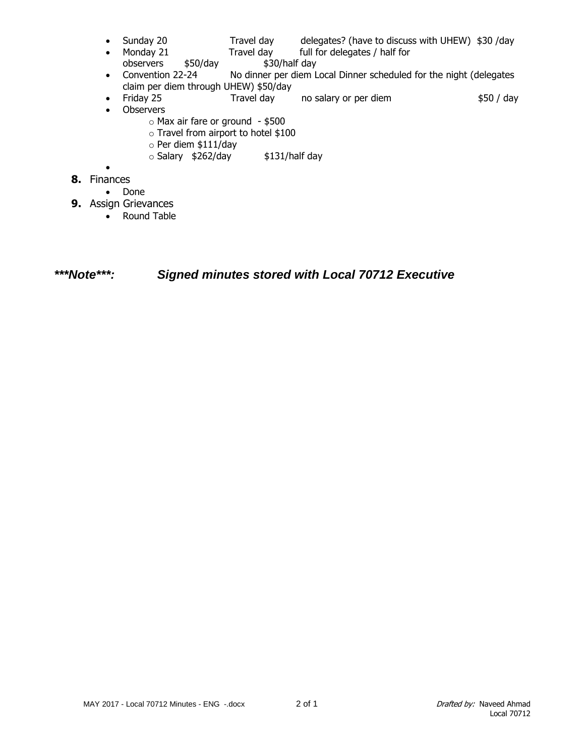- Sunday 20 Travel day delegates? (have to discuss with UHEW) $30 /day
- Monday 21 Travel day full for delegates / half for observers $50/day $30/half day
- Convention 22-24 No dinner per diem Local Dinner scheduled for the night (delegates claim per diem through UHEW) $50/day
- Friday 25 Travel day no salary or per diem $50 / day
- Observers
  - Max air fare or ground - $500
  - Travel from airport to hotel $100
  - Per diem $111/day
  - Salary $262/day $131/half day
- 

8. Finances
   - Done
9. Assign Grievances
   - Round Table

***\*\*\*Note\*\*\*:*** ***Signed minutes stored with Local 70712 Executive***